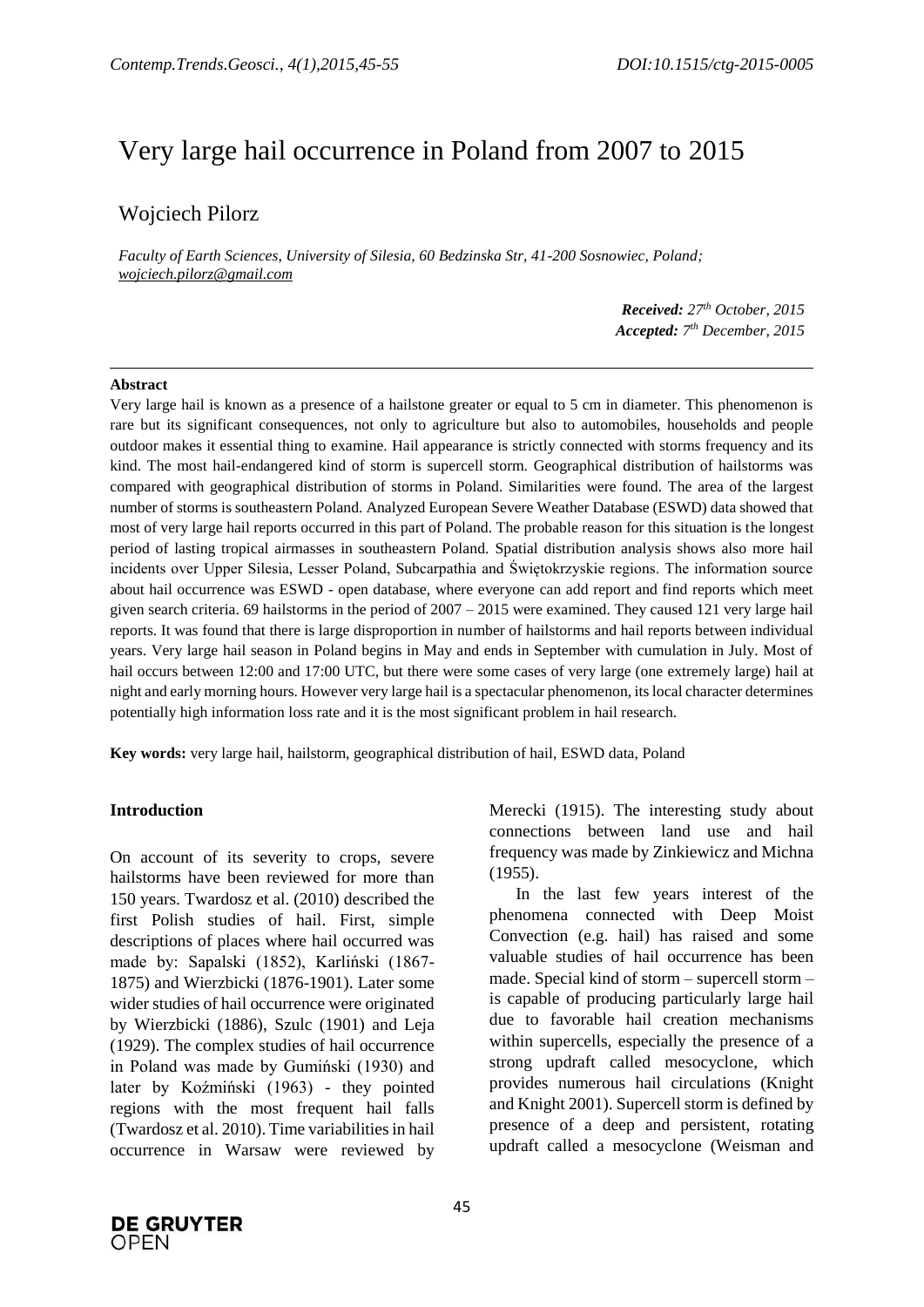# Very large hail occurrence in Poland from 2007 to 2015

## Wojciech Pilorz

*Faculty of Earth Sciences, University of Silesia, 60 Bedzinska Str, 41-200 Sosnowiec, Poland; wojciech.pilorz@gmail.com*

***Received:** 27th October, 2015*
***Accepted:** 7th December, 2015*

---

**Abstract**

Very large hail is known as a presence of a hailstone greater or equal to 5 cm in diameter. This phenomenon is rare but its significant consequences, not only to agriculture but also to automobiles, households and people outdoor makes it essential thing to examine. Hail appearance is strictly connected with storms frequency and its kind. The most hail-endangered kind of storm is supercell storm. Geographical distribution of hailstorms was compared with geographical distribution of storms in Poland. Similarities were found. The area of the largest number of storms is southeastern Poland. Analyzed European Severe Weather Database (ESWD) data showed that most of very large hail reports occurred in this part of Poland. The probable reason for this situation is the longest period of lasting tropical airmasses in southeastern Poland. Spatial distribution analysis shows also more hail incidents over Upper Silesia, Lesser Poland, Subcarpathia and Świętokrzyskie regions. The information source about hail occurrence was ESWD - open database, where everyone can add report and find reports which meet given search criteria. 69 hailstorms in the period of 2007 – 2015 were examined. They caused 121 very large hail reports. It was found that there is large disproportion in number of hailstorms and hail reports between individual years. Very large hail season in Poland begins in May and ends in September with cumulation in July. Most of hail occurs between 12:00 and 17:00 UTC, but there were some cases of very large (one extremely large) hail at night and early morning hours. However very large hail is a spectacular phenomenon, its local character determines potentially high information loss rate and it is the most significant problem in hail research.

**Key words:** very large hail, hailstorm, geographical distribution of hail, ESWD data, Poland

### Introduction

On account of its severity to crops, severe hailstorms have been reviewed for more than 150 years. Twardosz et al. (2010) described the first Polish studies of hail. First, simple descriptions of places where hail occurred was made by: Sapalski (1852), Karliński (1867-1875) and Wierzbicki (1876-1901). Later some wider studies of hail occurrence were originated by Wierzbicki (1886), Szulc (1901) and Leja (1929). The complex studies of hail occurrence in Poland was made by Gumiński (1930) and later by Koźmiński (1963) - they pointed regions with the most frequent hail falls (Twardosz et al. 2010). Time variabilities in hail occurrence in Warsaw were reviewed by Merecki (1915). The interesting study about connections between land use and hail frequency was made by Zinkiewicz and Michna (1955).

In the last few years interest of the phenomena connected with Deep Moist Convection (e.g. hail) has raised and some valuable studies of hail occurrence has been made. Special kind of storm – supercell storm – is capable of producing particularly large hail due to favorable hail creation mechanisms within supercells, especially the presence of a strong updraft called mesocyclone, which provides numerous hail circulations (Knight and Knight 2001). Supercell storm is defined by presence of a deep and persistent, rotating updraft called a mesocyclone (Weisman and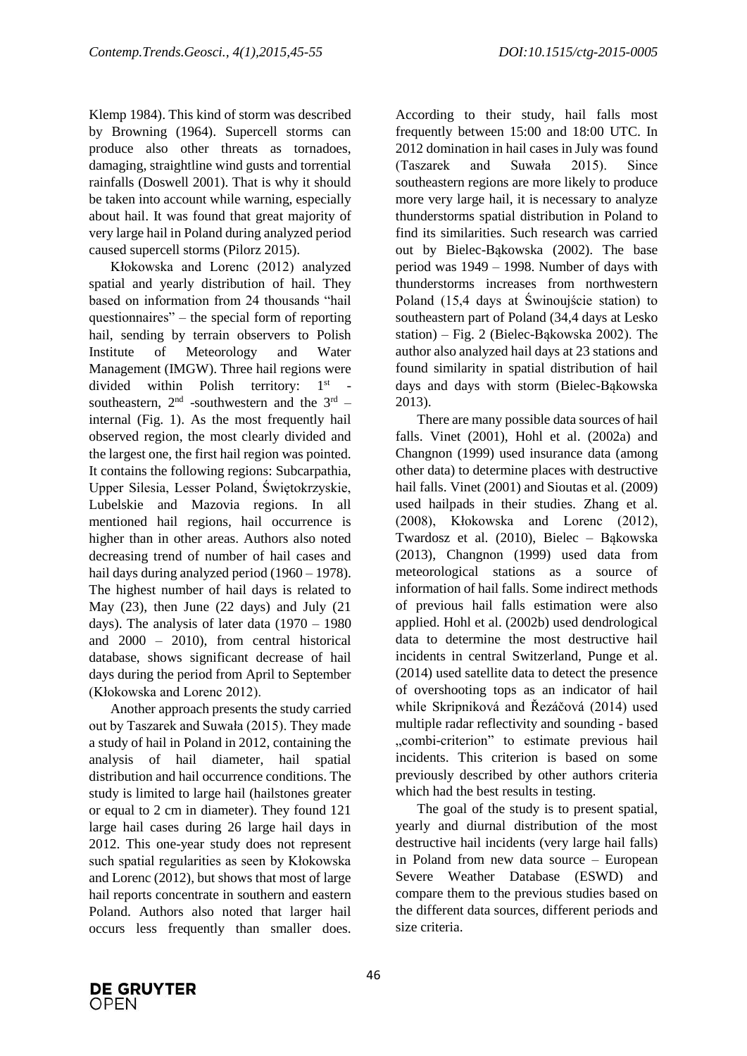Klemp 1984). This kind of storm was described by Browning (1964). Supercell storms can produce also other threats as tornadoes, damaging, straightline wind gusts and torrential rainfalls (Doswell 2001). That is why it should be taken into account while warning, especially about hail. It was found that great majority of very large hail in Poland during analyzed period caused supercell storms (Pilorz 2015).

Kłokowska and Lorenc (2012) analyzed spatial and yearly distribution of hail. They based on information from 24 thousands "hail questionnaires" – the special form of reporting hail, sending by terrain observers to Polish Institute of Meteorology and Water Management (IMGW). Three hail regions were divided within Polish territory: 1st - southeastern, 2nd -southwestern and the 3rd – internal (Fig. 1). As the most frequently hail observed region, the most clearly divided and the largest one, the first hail region was pointed. It contains the following regions: Subcarpathia, Upper Silesia, Lesser Poland, Świętokrzyskie, Lubelskie and Mazovia regions. In all mentioned hail regions, hail occurrence is higher than in other areas. Authors also noted decreasing trend of number of hail cases and hail days during analyzed period (1960 – 1978). The highest number of hail days is related to May (23), then June (22 days) and July (21 days). The analysis of later data (1970 – 1980 and 2000 – 2010), from central historical database, shows significant decrease of hail days during the period from April to September (Kłokowska and Lorenc 2012).

Another approach presents the study carried out by Taszarek and Suwała (2015). They made a study of hail in Poland in 2012, containing the analysis of hail diameter, hail spatial distribution and hail occurrence conditions. The study is limited to large hail (hailstones greater or equal to 2 cm in diameter). They found 121 large hail cases during 26 large hail days in 2012. This one-year study does not represent such spatial regularities as seen by Kłokowska and Lorenc (2012), but shows that most of large hail reports concentrate in southern and eastern Poland. Authors also noted that larger hail occurs less frequently than smaller does. According to their study, hail falls most frequently between 15:00 and 18:00 UTC. In 2012 domination in hail cases in July was found (Taszarek and Suwała 2015). Since southeastern regions are more likely to produce more very large hail, it is necessary to analyze thunderstorms spatial distribution in Poland to find its similarities. Such research was carried out by Bielec-Bąkowska (2002). The base period was 1949 – 1998. Number of days with thunderstorms increases from northwestern Poland (15,4 days at Świnoujście station) to southeastern part of Poland (34,4 days at Lesko station) – Fig. 2 (Bielec-Bąkowska 2002). The author also analyzed hail days at 23 stations and found similarity in spatial distribution of hail days and days with storm (Bielec-Bąkowska 2013).

There are many possible data sources of hail falls. Vinet (2001), Hohl et al. (2002a) and Changnon (1999) used insurance data (among other data) to determine places with destructive hail falls. Vinet (2001) and Sioutas et al. (2009) used hailpads in their studies. Zhang et al. (2008), Kłokowska and Lorenc (2012), Twardosz et al. (2010), Bielec – Bąkowska (2013), Changnon (1999) used data from meteorological stations as a source of information of hail falls. Some indirect methods of previous hail falls estimation were also applied. Hohl et al. (2002b) used dendrological data to determine the most destructive hail incidents in central Switzerland, Punge et al. (2014) used satellite data to detect the presence of overshooting tops as an indicator of hail while Skripniková and Řezáčová (2014) used multiple radar reflectivity and sounding - based „combi-criterion" to estimate previous hail incidents. This criterion is based on some previously described by other authors criteria which had the best results in testing.

The goal of the study is to present spatial, yearly and diurnal distribution of the most destructive hail incidents (very large hail falls) in Poland from new data source – European Severe Weather Database (ESWD) and compare them to the previous studies based on the different data sources, different periods and size criteria.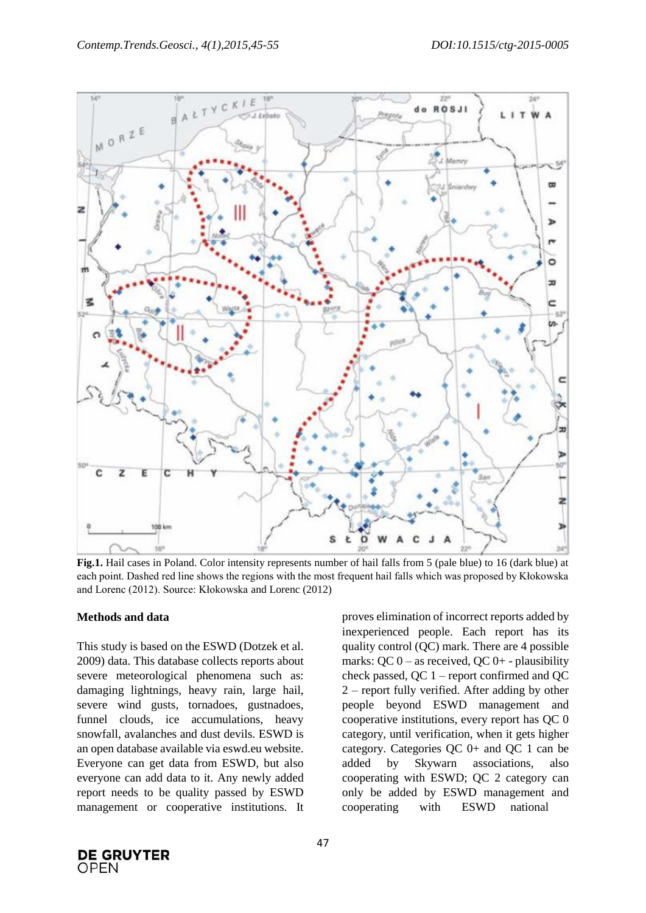**Fig.1.** Hail cases in Poland. Color intensity represents number of hail falls from 5 (pale blue) to 16 (dark blue) at each point. Dashed red line shows the regions with the most frequent hail falls which was proposed by Kłokowska and Lorenc (2012). Source: Kłokowska and Lorenc (2012)

**Methods and data**

This study is based on the ESWD (Dotzek et al. 2009) data. This database collects reports about severe meteorological phenomena such as: damaging lightnings, heavy rain, large hail, severe wind gusts, tornadoes, gustnadoes, funnel clouds, ice accumulations, heavy snowfall, avalanches and dust devils. ESWD is an open database available via eswd.eu website. Everyone can get data from ESWD, but also everyone can add data to it. Any newly added report needs to be quality passed by ESWD management or cooperative institutions. It proves elimination of incorrect reports added by inexperienced people. Each report has its quality control (QC) mark. There are 4 possible marks: QC 0 – as received, QC 0+ - plausibility check passed, QC 1 – report confirmed and QC 2 – report fully verified. After adding by other people beyond ESWD management and cooperative institutions, every report has QC 0 category, until verification, when it gets higher category. Categories QC 0+ and QC 1 can be added by Skywarn associations, also cooperating with ESWD; QC 2 category can only be added by ESWD management and cooperating with ESWD national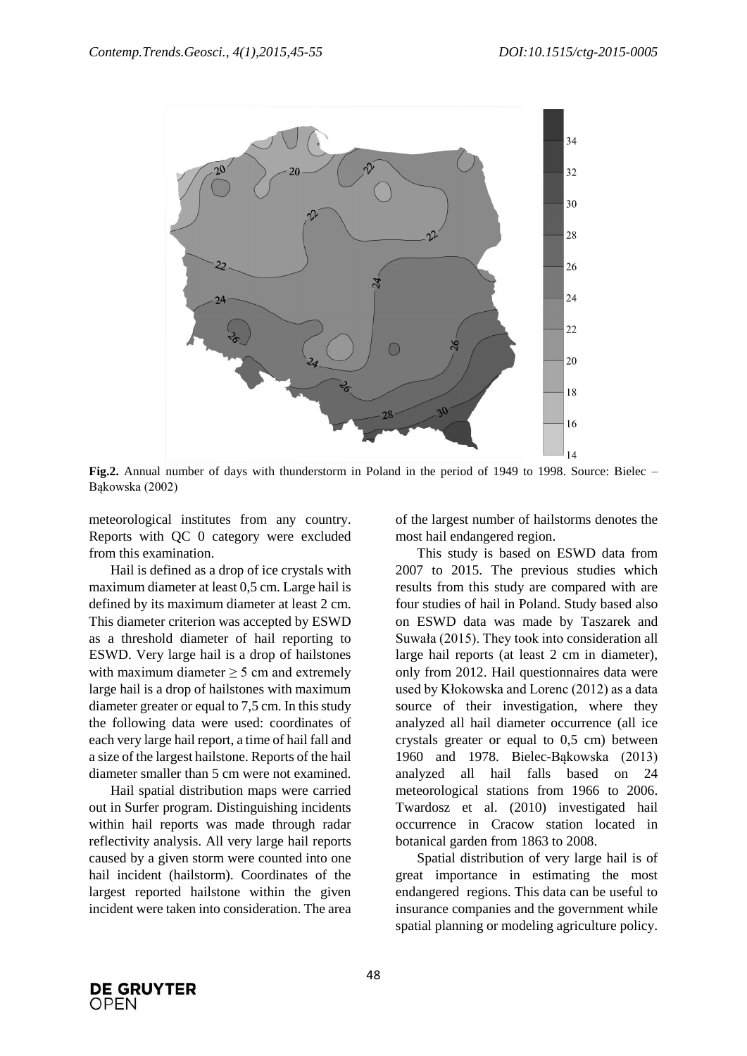**Fig.2.** Annual number of days with thunderstorm in Poland in the period of 1949 to 1998. Source: Bielec – Bąkowska (2002)

meteorological institutes from any country. Reports with QC 0 category were excluded from this examination.

Hail is defined as a drop of ice crystals with maximum diameter at least 0,5 cm. Large hail is defined by its maximum diameter at least 2 cm. This diameter criterion was accepted by ESWD as a threshold diameter of hail reporting to ESWD. Very large hail is a drop of hailstones with maximum diameter ≥ 5 cm and extremely large hail is a drop of hailstones with maximum diameter greater or equal to 7,5 cm. In this study the following data were used: coordinates of each very large hail report, a time of hail fall and a size of the largest hailstone. Reports of the hail diameter smaller than 5 cm were not examined.

Hail spatial distribution maps were carried out in Surfer program. Distinguishing incidents within hail reports was made through radar reflectivity analysis. All very large hail reports caused by a given storm were counted into one hail incident (hailstorm). Coordinates of the largest reported hailstone within the given incident were taken into consideration. The area of the largest number of hailstorms denotes the most hail endangered region.

This study is based on ESWD data from 2007 to 2015. The previous studies which results from this study are compared with are four studies of hail in Poland. Study based also on ESWD data was made by Taszarek and Suwała (2015). They took into consideration all large hail reports (at least 2 cm in diameter), only from 2012. Hail questionnaires data were used by Kłokowska and Lorenc (2012) as a data source of their investigation, where they analyzed all hail diameter occurrence (all ice crystals greater or equal to 0,5 cm) between 1960 and 1978. Bielec-Bąkowska (2013) analyzed all hail falls based on 24 meteorological stations from 1966 to 2006. Twardosz et al. (2010) investigated hail occurrence in Cracow station located in botanical garden from 1863 to 2008.

Spatial distribution of very large hail is of great importance in estimating the most endangered regions. This data can be useful to insurance companies and the government while spatial planning or modeling agriculture policy.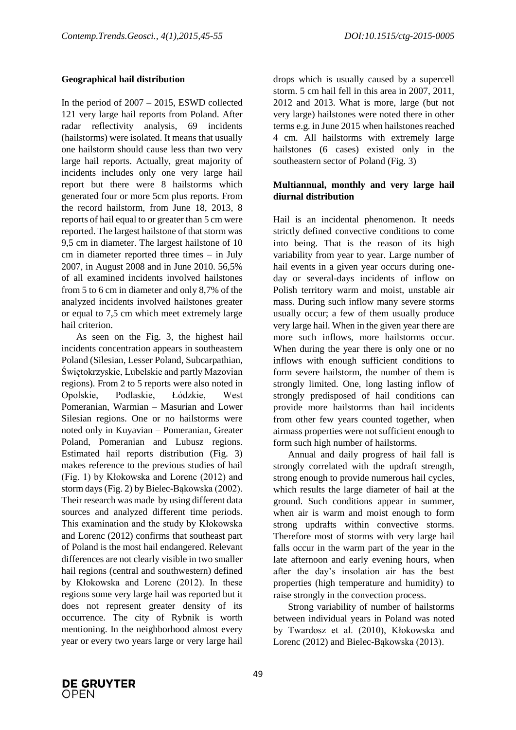## Geographical hail distribution

In the period of 2007 – 2015, ESWD collected 121 very large hail reports from Poland. After radar reflectivity analysis, 69 incidents (hailstorms) were isolated. It means that usually one hailstorm should cause less than two very large hail reports. Actually, great majority of incidents includes only one very large hail report but there were 8 hailstorms which generated four or more 5cm plus reports. From the record hailstorm, from June 18, 2013, 8 reports of hail equal to or greater than 5 cm were reported. The largest hailstone of that storm was 9,5 cm in diameter. The largest hailstone of 10 cm in diameter reported three times – in July 2007, in August 2008 and in June 2010. 56,5% of all examined incidents involved hailstones from 5 to 6 cm in diameter and only 8,7% of the analyzed incidents involved hailstones greater or equal to 7,5 cm which meet extremely large hail criterion.

As seen on the Fig. 3, the highest hail incidents concentration appears in southeastern Poland (Silesian, Lesser Poland, Subcarpathian, Świętokrzyskie, Lubelskie and partly Mazovian regions). From 2 to 5 reports were also noted in Opolskie, Podlaskie, Łódzkie, West Pomeranian, Warmian – Masurian and Lower Silesian regions. One or no hailstorms were noted only in Kuyavian – Pomeranian, Greater Poland, Pomeranian and Lubusz regions. Estimated hail reports distribution (Fig. 3) makes reference to the previous studies of hail (Fig. 1) by Kłokowska and Lorenc (2012) and storm days (Fig. 2) by Bielec-Bąkowska (2002). Their research was made by using different data sources and analyzed different time periods. This examination and the study by Kłokowska and Lorenc (2012) confirms that southeast part of Poland is the most hail endangered. Relevant differences are not clearly visible in two smaller hail regions (central and southwestern) defined by Kłokowska and Lorenc (2012). In these regions some very large hail was reported but it does not represent greater density of its occurrence. The city of Rybnik is worth mentioning. In the neighborhood almost every year or every two years large or very large hail drops which is usually caused by a supercell storm. 5 cm hail fell in this area in 2007, 2011, 2012 and 2013. What is more, large (but not very large) hailstones were noted there in other terms e.g. in June 2015 when hailstones reached 4 cm. All hailstorms with extremely large hailstones (6 cases) existed only in the southeastern sector of Poland (Fig. 3)

## Multiannual, monthly and very large hail diurnal distribution

Hail is an incidental phenomenon. It needs strictly defined convective conditions to come into being. That is the reason of its high variability from year to year. Large number of hail events in a given year occurs during one-day or several-days incidents of inflow on Polish territory warm and moist, unstable air mass. During such inflow many severe storms usually occur; a few of them usually produce very large hail. When in the given year there are more such inflows, more hailstorms occur. When during the year there is only one or no inflows with enough sufficient conditions to form severe hailstorm, the number of them is strongly limited. One, long lasting inflow of strongly predisposed of hail conditions can provide more hailstorms than hail incidents from other few years counted together, when airmass properties were not sufficient enough to form such high number of hailstorms.

Annual and daily progress of hail fall is strongly correlated with the updraft strength, strong enough to provide numerous hail cycles, which results the large diameter of hail at the ground. Such conditions appear in summer, when air is warm and moist enough to form strong updrafts within convective storms. Therefore most of storms with very large hail falls occur in the warm part of the year in the late afternoon and early evening hours, when after the day's insolation air has the best properties (high temperature and humidity) to raise strongly in the convection process.

Strong variability of number of hailstorms between individual years in Poland was noted by Twardosz et al. (2010), Kłokowska and Lorenc (2012) and Bielec-Bąkowska (2013).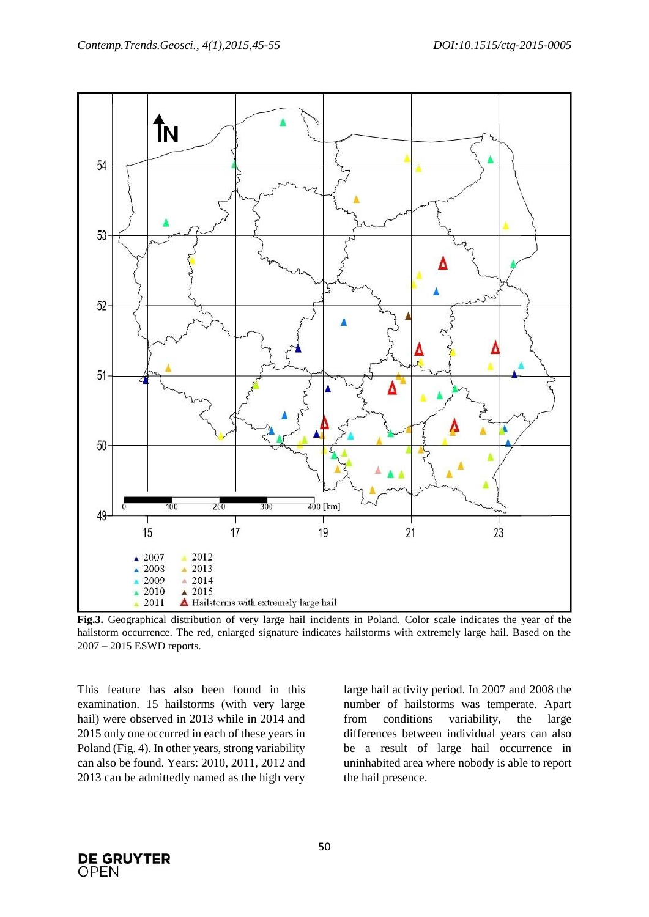**Fig.3.** Geographical distribution of very large hail incidents in Poland. Color scale indicates the year of the hailstorm occurrence. The red, enlarged signature indicates hailstorms with extremely large hail. Based on the 2007 – 2015 ESWD reports.

This feature has also been found in this examination. 15 hailstorms (with very large hail) were observed in 2013 while in 2014 and 2015 only one occurred in each of these years in Poland (Fig. 4). In other years, strong variability can also be found. Years: 2010, 2011, 2012 and 2013 can be admittedly named as the high very large hail activity period. In 2007 and 2008 the number of hailstorms was temperate. Apart from conditions variability, the large differences between individual years can also be a result of large hail occurrence in uninhabited area where nobody is able to report the hail presence.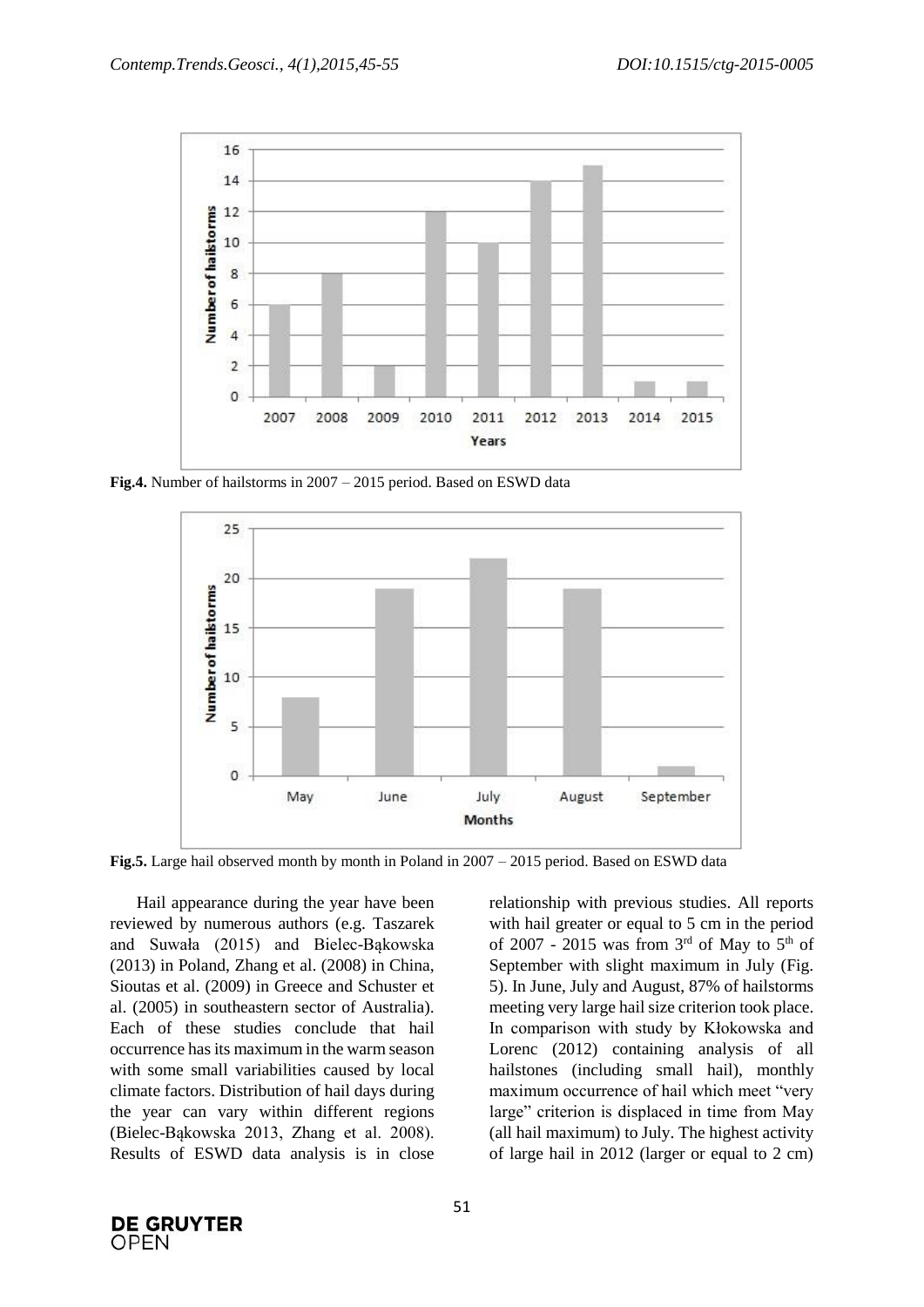**Fig.4.** Number of hailstorms in 2007 – 2015 period. Based on ESWD data

**Fig.5.** Large hail observed month by month in Poland in 2007 – 2015 period. Based on ESWD data

Hail appearance during the year have been reviewed by numerous authors (e.g. Taszarek and Suwała (2015) and Bielec-Bąkowska (2013) in Poland, Zhang et al. (2008) in China, Sioutas et al. (2009) in Greece and Schuster et al. (2005) in southeastern sector of Australia). Each of these studies conclude that hail occurrence has its maximum in the warm season with some small variabilities caused by local climate factors. Distribution of hail days during the year can vary within different regions (Bielec-Bąkowska 2013, Zhang et al. 2008). Results of ESWD data analysis is in close relationship with previous studies. All reports with hail greater or equal to 5 cm in the period of 2007 - 2015 was from 3rd of May to 5th of September with slight maximum in July (Fig. 5). In June, July and August, 87% of hailstorms meeting very large hail size criterion took place. In comparison with study by Kłokowska and Lorenc (2012) containing analysis of all hailstones (including small hail), monthly maximum occurrence of hail which meet "very large" criterion is displaced in time from May (all hail maximum) to July. The highest activity of large hail in 2012 (larger or equal to 2 cm)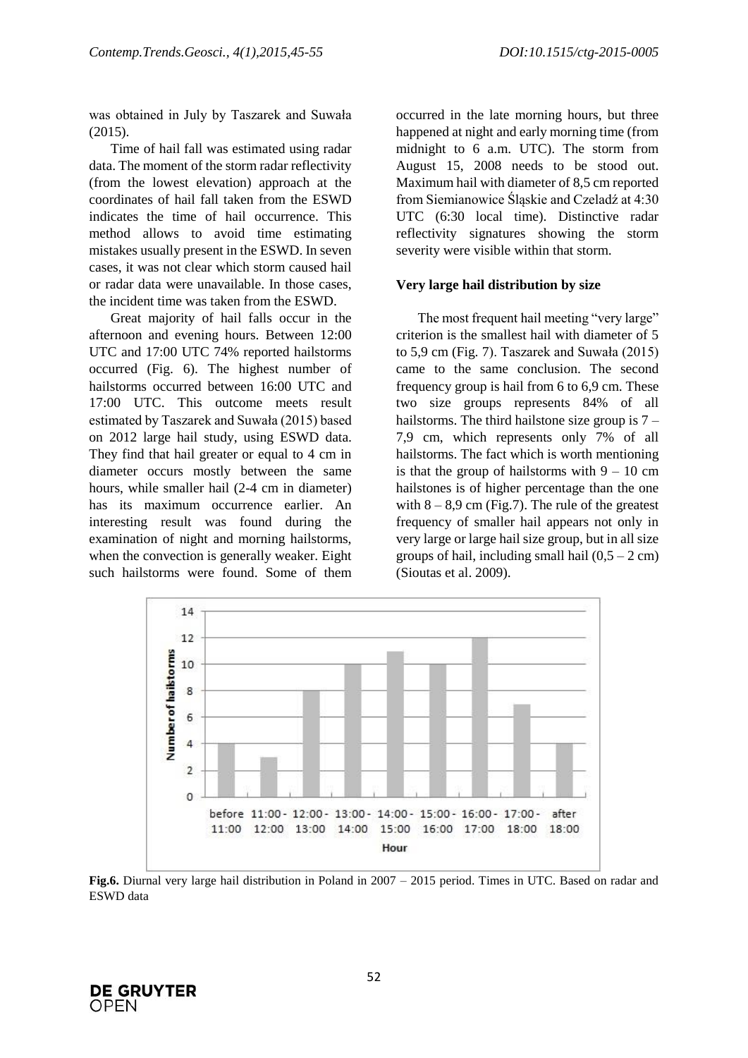was obtained in July by Taszarek and Suwała (2015).

Time of hail fall was estimated using radar data. The moment of the storm radar reflectivity (from the lowest elevation) approach at the coordinates of hail fall taken from the ESWD indicates the time of hail occurrence. This method allows to avoid time estimating mistakes usually present in the ESWD. In seven cases, it was not clear which storm caused hail or radar data were unavailable. In those cases, the incident time was taken from the ESWD.

Great majority of hail falls occur in the afternoon and evening hours. Between 12:00 UTC and 17:00 UTC 74% reported hailstorms occurred (Fig. 6). The highest number of hailstorms occurred between 16:00 UTC and 17:00 UTC. This outcome meets result estimated by Taszarek and Suwała (2015) based on 2012 large hail study, using ESWD data. They find that hail greater or equal to 4 cm in diameter occurs mostly between the same hours, while smaller hail (2-4 cm in diameter) has its maximum occurrence earlier. An interesting result was found during the examination of night and morning hailstorms, when the convection is generally weaker. Eight such hailstorms were found. Some of them occurred in the late morning hours, but three happened at night and early morning time (from midnight to 6 a.m. UTC). The storm from August 15, 2008 needs to be stood out. Maximum hail with diameter of 8,5 cm reported from Siemianowice Śląskie and Czeladź at 4:30 UTC (6:30 local time). Distinctive radar reflectivity signatures showing the storm severity were visible within that storm.

### Very large hail distribution by size

The most frequent hail meeting "very large" criterion is the smallest hail with diameter of 5 to 5,9 cm (Fig. 7). Taszarek and Suwała (2015) came to the same conclusion. The second frequency group is hail from 6 to 6,9 cm. These two size groups represents 84% of all hailstorms. The third hailstone size group is 7 – 7,9 cm, which represents only 7% of all hailstorms. The fact which is worth mentioning is that the group of hailstorms with 9 – 10 cm hailstones is of higher percentage than the one with 8 – 8,9 cm (Fig.7). The rule of the greatest frequency of smaller hail appears not only in very large or large hail size group, but in all size groups of hail, including small hail (0,5 – 2 cm) (Sioutas et al. 2009).

**Fig.6.** Diurnal very large hail distribution in Poland in 2007 – 2015 period. Times in UTC. Based on radar and ESWD data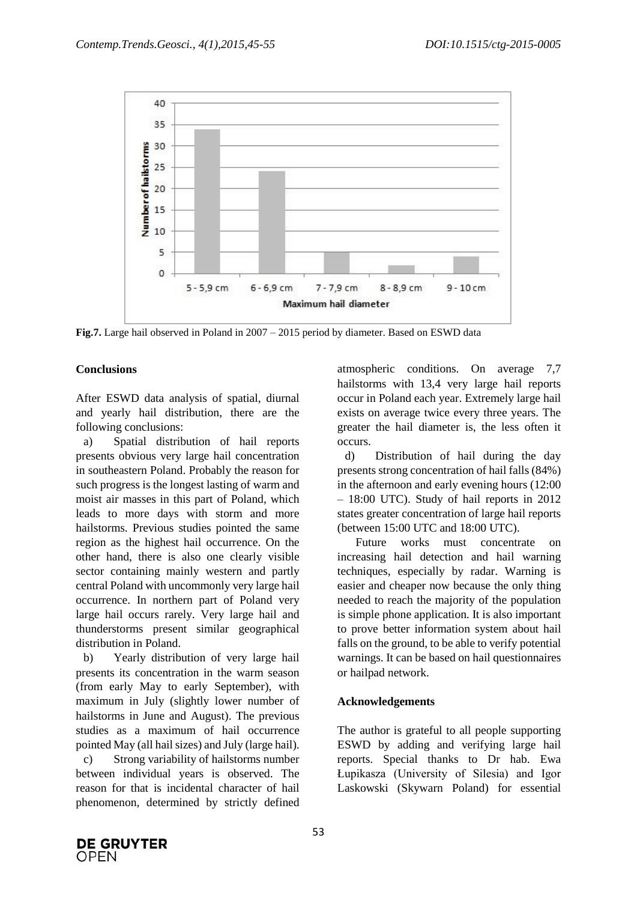**Fig.7.** Large hail observed in Poland in 2007 – 2015 period by diameter. Based on ESWD data

## Conclusions

After ESWD data analysis of spatial, diurnal and yearly hail distribution, there are the following conclusions:

a) Spatial distribution of hail reports presents obvious very large hail concentration in southeastern Poland. Probably the reason for such progress is the longest lasting of warm and moist air masses in this part of Poland, which leads to more days with storm and more hailstorms. Previous studies pointed the same region as the highest hail occurrence. On the other hand, there is also one clearly visible sector containing mainly western and partly central Poland with uncommonly very large hail occurrence. In northern part of Poland very large hail occurs rarely. Very large hail and thunderstorms present similar geographical distribution in Poland.

b) Yearly distribution of very large hail presents its concentration in the warm season (from early May to early September), with maximum in July (slightly lower number of hailstorms in June and August). The previous studies as a maximum of hail occurrence pointed May (all hail sizes) and July (large hail).

c) Strong variability of hailstorms number between individual years is observed. The reason for that is incidental character of hail phenomenon, determined by strictly defined atmospheric conditions. On average 7,7 hailstorms with 13,4 very large hail reports occur in Poland each year. Extremely large hail exists on average twice every three years. The greater the hail diameter is, the less often it occurs.

d) Distribution of hail during the day presents strong concentration of hail falls (84%) in the afternoon and early evening hours (12:00 – 18:00 UTC). Study of hail reports in 2012 states greater concentration of large hail reports (between 15:00 UTC and 18:00 UTC).

Future works must concentrate on increasing hail detection and hail warning techniques, especially by radar. Warning is easier and cheaper now because the only thing needed to reach the majority of the population is simple phone application. It is also important to prove better information system about hail falls on the ground, to be able to verify potential warnings. It can be based on hail questionnaires or hailpad network.

## Acknowledgements

The author is grateful to all people supporting ESWD by adding and verifying large hail reports. Special thanks to Dr hab. Ewa Łupikasza (University of Silesia) and Igor Laskowski (Skywarn Poland) for essential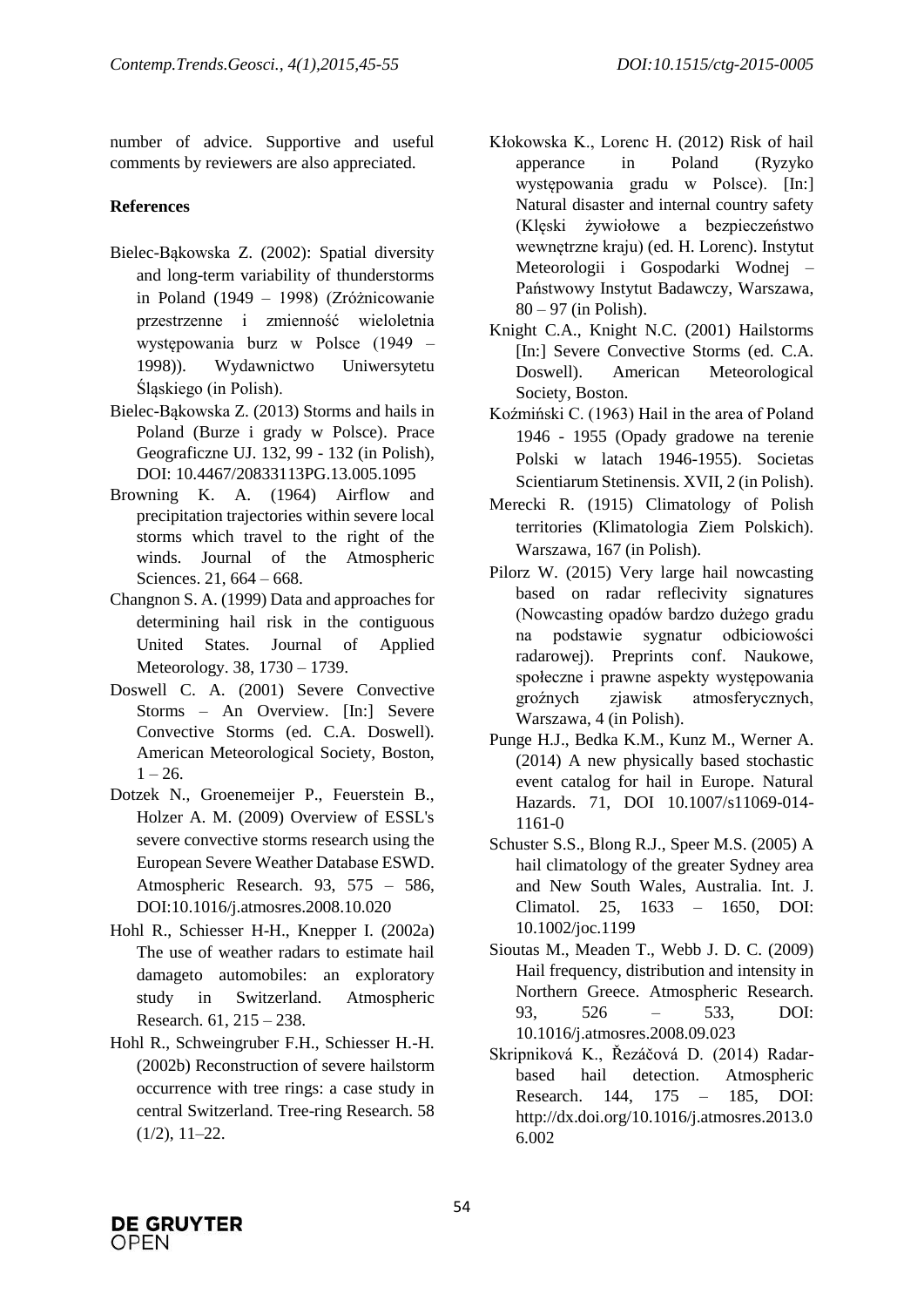number of advice. Supportive and useful comments by reviewers are also appreciated.

**References**

Bielec-Bąkowska Z. (2002): Spatial diversity and long-term variability of thunderstorms in Poland (1949 – 1998) (Zróżnicowanie przestrzenne i zmienność wieloletnia występowania burz w Polsce (1949 – 1998)). Wydawnictwo Uniwersytetu Śląskiego (in Polish).

Bielec-Bąkowska Z. (2013) Storms and hails in Poland (Burze i grady w Polsce). Prace Geograficzne UJ. 132, 99 - 132 (in Polish), DOI: 10.4467/20833113PG.13.005.1095

Browning K. A. (1964) Airflow and precipitation trajectories within severe local storms which travel to the right of the winds. Journal of the Atmospheric Sciences. 21, 664 – 668.

Changnon S. A. (1999) Data and approaches for determining hail risk in the contiguous United States. Journal of Applied Meteorology. 38, 1730 – 1739.

Doswell C. A. (2001) Severe Convective Storms – An Overview. [In:] Severe Convective Storms (ed. C.A. Doswell). American Meteorological Society, Boston, 1 – 26.

Dotzek N., Groenemeijer P., Feuerstein B., Holzer A. M. (2009) Overview of ESSL's severe convective storms research using the European Severe Weather Database ESWD. Atmospheric Research. 93, 575 – 586, DOI:10.1016/j.atmosres.2008.10.020

Hohl R., Schiesser H-H., Knepper I. (2002a) The use of weather radars to estimate hail damageto automobiles: an exploratory study in Switzerland. Atmospheric Research. 61, 215 – 238.

Hohl R., Schweingruber F.H., Schiesser H.-H. (2002b) Reconstruction of severe hailstorm occurrence with tree rings: a case study in central Switzerland. Tree-ring Research. 58 (1/2), 11–22.

Kłokowska K., Lorenc H. (2012) Risk of hail apperance in Poland (Ryzyko występowania gradu w Polsce). [In:] Natural disaster and internal country safety (Klęski żywiołowe a bezpieczeństwo wewnętrzne kraju) (ed. H. Lorenc). Instytut Meteorologii i Gospodarki Wodnej – Państwowy Instytut Badawczy, Warszawa, 80 – 97 (in Polish).

Knight C.A., Knight N.C. (2001) Hailstorms [In:] Severe Convective Storms (ed. C.A. Doswell). American Meteorological Society, Boston.

Koźmiński C. (1963) Hail in the area of Poland 1946 - 1955 (Opady gradowe na terenie Polski w latach 1946-1955). Societas Scientiarum Stetinensis. XVII, 2 (in Polish).

Merecki R. (1915) Climatology of Polish territories (Klimatologia Ziem Polskich). Warszawa, 167 (in Polish).

Pilorz W. (2015) Very large hail nowcasting based on radar reflecivity signatures (Nowcasting opadów bardzo dużego gradu na podstawie sygnatur odbiciowości radarowej). Preprints conf. Naukowe, społeczne i prawne aspekty występowania groźnych zjawisk atmosferycznych, Warszawa, 4 (in Polish).

Punge H.J., Bedka K.M., Kunz M., Werner A. (2014) A new physically based stochastic event catalog for hail in Europe. Natural Hazards. 71, DOI 10.1007/s11069-014-1161-0

Schuster S.S., Blong R.J., Speer M.S. (2005) A hail climatology of the greater Sydney area and New South Wales, Australia. Int. J. Climatol. 25, 1633 – 1650, DOI: 10.1002/joc.1199

Sioutas M., Meaden T., Webb J. D. C. (2009) Hail frequency, distribution and intensity in Northern Greece. Atmospheric Research. 93, 526 – 533, DOI: 10.1016/j.atmosres.2008.09.023

Skripniková K., Řezáčová D. (2014) Radar-based hail detection. Atmospheric Research. 144, 175 – 185, DOI: http://dx.doi.org/10.1016/j.atmosres.2013.06.002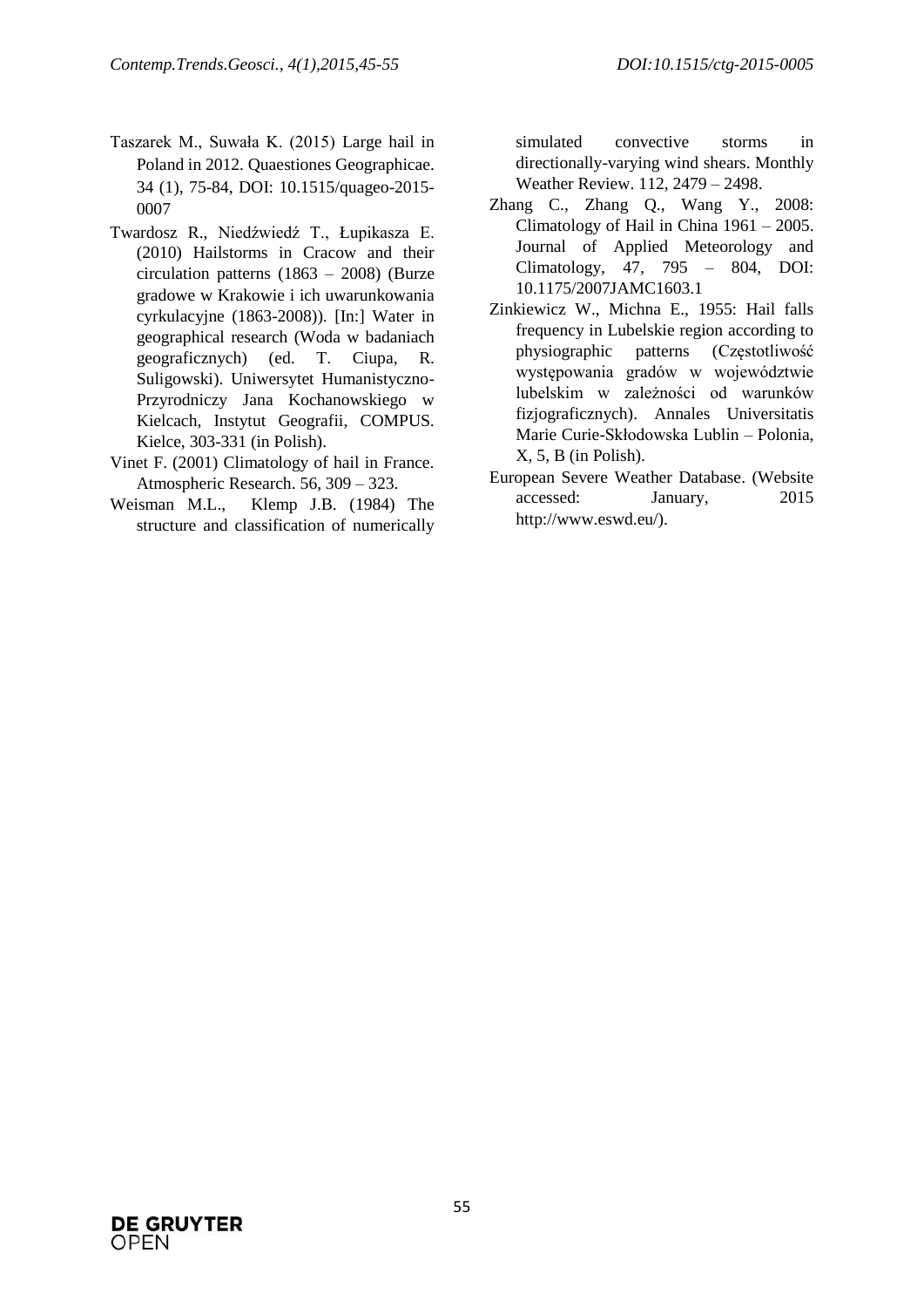Taszarek M., Suwała K. (2015) Large hail in Poland in 2012. Quaestiones Geographicae. 34 (1), 75-84, DOI: 10.1515/quageo-2015-0007

Twardosz R., Niedźwiedź T., Łupikasza E. (2010) Hailstorms in Cracow and their circulation patterns (1863 – 2008) (Burze gradowe w Krakowie i ich uwarunkowania cyrkulacyjne (1863-2008)). [In:] Water in geographical research (Woda w badaniach geograficznych) (ed. T. Ciupa, R. Suligowski). Uniwersytet Humanistyczno-Przyrodniczy Jana Kochanowskiego w Kielcach, Instytut Geografii, COMPUS. Kielce, 303-331 (in Polish).

Vinet F. (2001) Climatology of hail in France. Atmospheric Research. 56, 309 – 323.

Weisman M.L., Klemp J.B. (1984) The structure and classification of numerically simulated convective storms in directionally-varying wind shears. Monthly Weather Review. 112, 2479 – 2498.

Zhang C., Zhang Q., Wang Y., 2008: Climatology of Hail in China 1961 – 2005. Journal of Applied Meteorology and Climatology, 47, 795 – 804, DOI: 10.1175/2007JAMC1603.1

Zinkiewicz W., Michna E., 1955: Hail falls frequency in Lubelskie region according to physiographic patterns (Częstotliwość występowania gradów w województwie lubelskim w zależności od warunków fizjograficznych). Annales Universitatis Marie Curie-Skłodowska Lublin – Polonia, X, 5, B (in Polish).

European Severe Weather Database. (Website accessed: January, 2015 http://www.eswd.eu/).